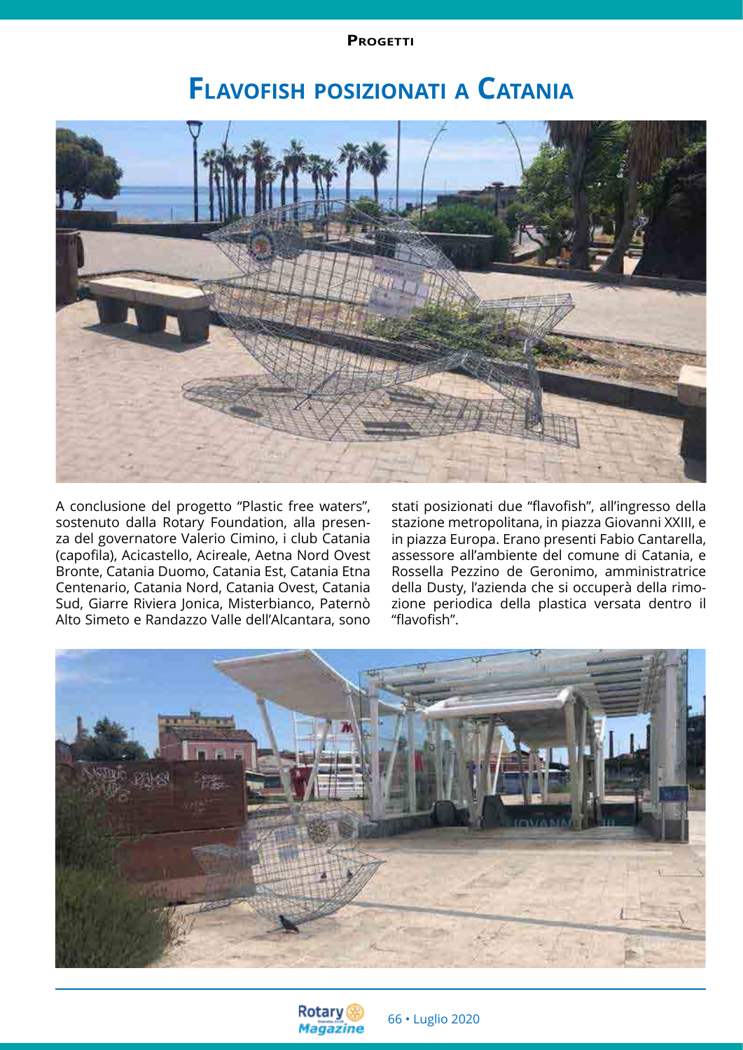# Flavofish posizionati a Catania

A conclusione del progetto "Plastic free waters", sostenuto dalla Rotary Foundation, alla presenza del governatore Valerio Cimino, i club Catania (capofila), Acicastello, Acireale, Aetna Nord Ovest Bronte, Catania Duomo, Catania Est, Catania Etna Centenario, Catania Nord, Catania Ovest, Catania Sud, Giarre Riviera Jonica, Misterbianco, Paternò Alto Simeto e Randazzo Valle dell'Alcantara, sono stati posizionati due "flavofish", all'ingresso della stazione metropolitana, in piazza Giovanni XXIII, e in piazza Europa. Erano presenti Fabio Cantarella, assessore all'ambiente del comune di Catania, e Rossella Pezzino de Geronimo, amministratrice della Dusty, l'azienda che si occuperà della rimozione periodica della plastica versata dentro il "flavofish".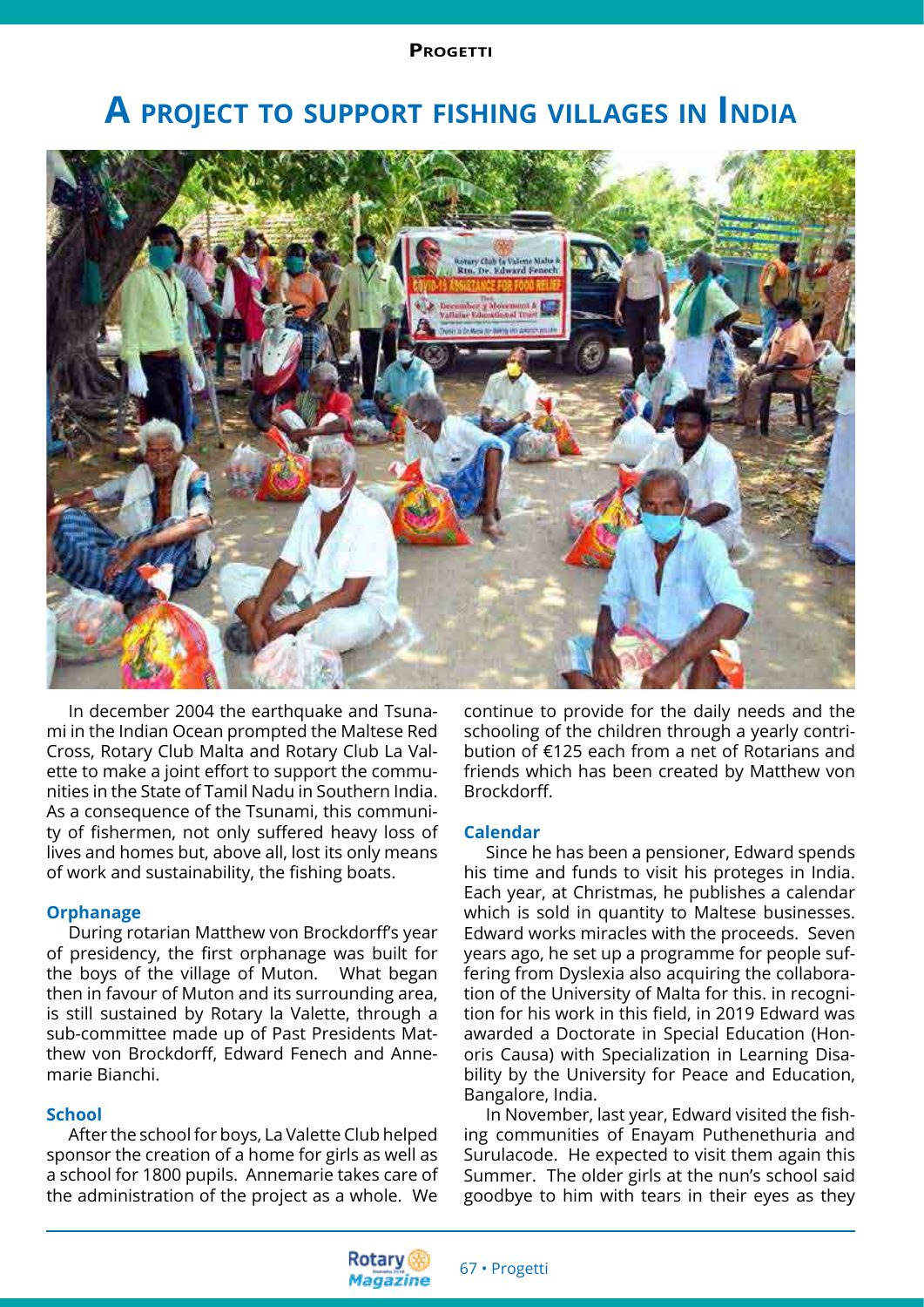# A project to support fishing villages in India

In december 2004 the earthquake and Tsunami in the Indian Ocean prompted the Maltese Red Cross, Rotary Club Malta and Rotary Club La Valette to make a joint effort to support the communities in the State of Tamil Nadu in Southern India. As a consequence of the Tsunami, this community of fishermen, not only suffered heavy loss of lives and homes but, above all, lost its only means of work and sustainability, the fishing boats.

### Orphanage

During rotarian Matthew von Brockdorff's year of presidency, the first orphanage was built for the boys of the village of Muton. What began then in favour of Muton and its surrounding area, is still sustained by Rotary la Valette, through a sub-committee made up of Past Presidents Matthew von Brockdorff, Edward Fenech and Annemarie Bianchi.

### School

After the school for boys, La Valette Club helped sponsor the creation of a home for girls as well as a school for 1800 pupils. Annemarie takes care of the administration of the project as a whole. We continue to provide for the daily needs and the schooling of the children through a yearly contribution of €125 each from a net of Rotarians and friends which has been created by Matthew von Brockdorff.

### Calendar

Since he has been a pensioner, Edward spends his time and funds to visit his proteges in India. Each year, at Christmas, he publishes a calendar which is sold in quantity to Maltese businesses. Edward works miracles with the proceeds. Seven years ago, he set up a programme for people suffering from Dyslexia also acquiring the collaboration of the University of Malta for this. in recognition for his work in this field, in 2019 Edward was awarded a Doctorate in Special Education (Honoris Causa) with Specialization in Learning Disability by the University for Peace and Education, Bangalore, India.

In November, last year, Edward visited the fishing communities of Enayam Puthenethuria and Surulacode. He expected to visit them again this Summer. The older girls at the nun's school said goodbye to him with tears in their eyes as they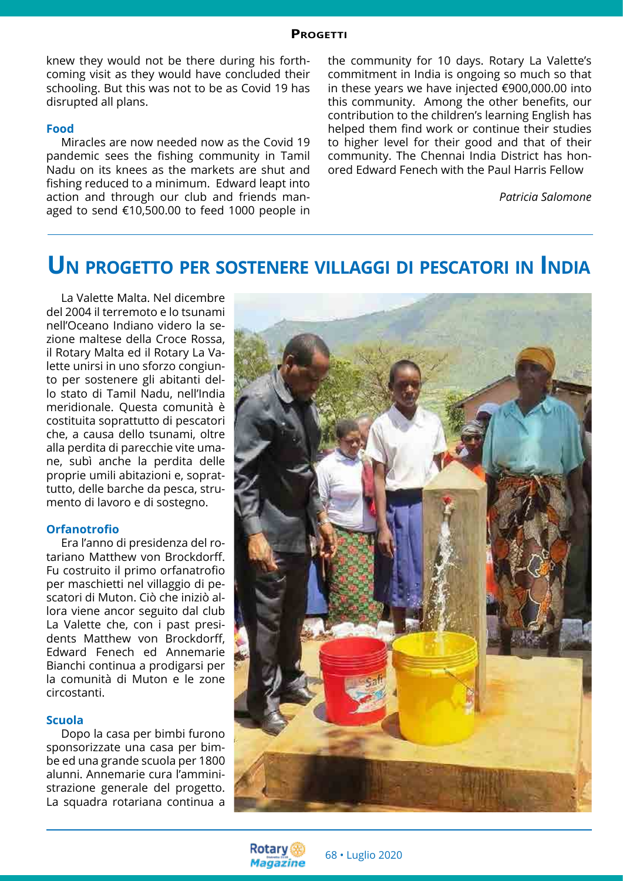knew they would not be there during his forthcoming visit as they would have concluded their schooling. But this was not to be as Covid 19 has disrupted all plans.

### Food

Miracles are now needed now as the Covid 19 pandemic sees the fishing community in Tamil Nadu on its knees as the markets are shut and fishing reduced to a minimum. Edward leapt into action and through our club and friends managed to send €10,500.00 to feed 1000 people in the community for 10 days. Rotary La Valette's commitment in India is ongoing so much so that in these years we have injected €900,000.00 into this community. Among the other benefits, our contribution to the children's learning English has helped them find work or continue their studies to higher level for their good and that of their community. The Chennai India District has honored Edward Fenech with the Paul Harris Fellow

*Patricia Salomone*

# Un progetto per sostenere villaggi di pescatori in India

La Valette Malta. Nel dicembre del 2004 il terremoto e lo tsunami nell'Oceano Indiano videro la sezione maltese della Croce Rossa, il Rotary Malta ed il Rotary La Valette unirsi in uno sforzo congiunto per sostenere gli abitanti dello stato di Tamil Nadu, nell'India meridionale. Questa comunità è costituita soprattutto di pescatori che, a causa dello tsunami, oltre alla perdita di parecchie vite umane, subì anche la perdita delle proprie umili abitazioni e, soprattutto, delle barche da pesca, strumento di lavoro e di sostegno.

### Orfanotrofio

Era l'anno di presidenza del rotariano Matthew von Brockdorff. Fu costruito il primo orfanatrofio per maschietti nel villaggio di pescatori di Muton. Ciò che iniziò allora viene ancor seguito dal club La Valette che, con i past presidents Matthew von Brockdorff, Edward Fenech ed Annemarie Bianchi continua a prodigarsi per la comunità di Muton e le zone circostanti.

### Scuola

Dopo la casa per bimbi furono sponsorizzate una casa per bimbe ed una grande scuola per 1800 alunni. Annemarie cura l'amministrazione generale del progetto. La squadra rotariana continua a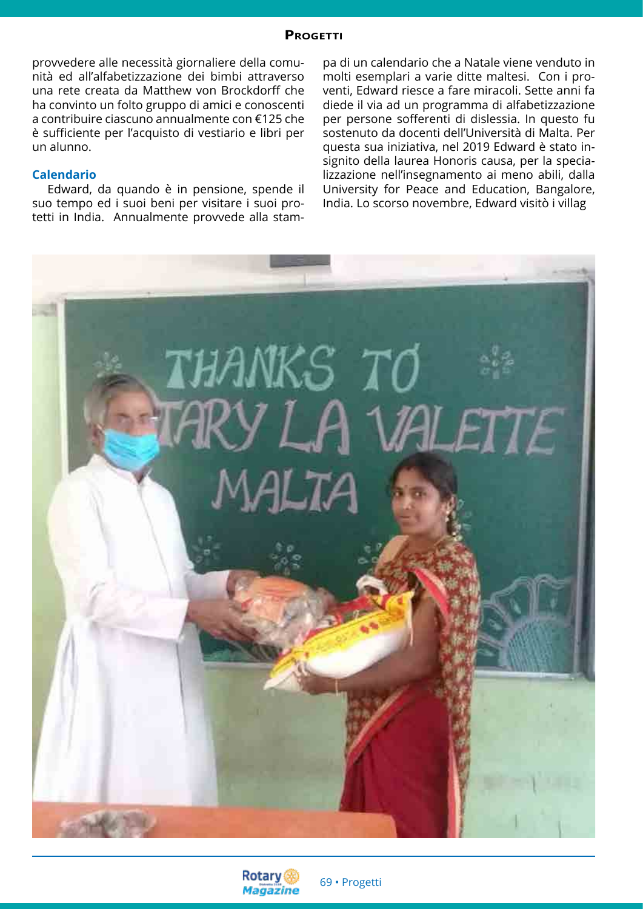provvedere alle necessità giornaliere della comunità ed all'alfabetizzazione dei bimbi attraverso una rete creata da Matthew von Brockdorff che ha convinto un folto gruppo di amici e conoscenti a contribuire ciascuno annualmente con €125 che è sufficiente per l'acquisto di vestiario e libri per un alunno.

### Calendario

Edward, da quando è in pensione, spende il suo tempo ed i suoi beni per visitare i suoi protetti in India. Annualmente provvede alla stampa di un calendario che a Natale viene venduto in molti esemplari a varie ditte maltesi. Con i proventi, Edward riesce a fare miracoli. Sette anni fa diede il via ad un programma di alfabetizzazione per persone sofferenti di dislessia. In questo fu sostenuto da docenti dell'Università di Malta. Per questa sua iniziativa, nel 2019 Edward è stato insignito della laurea Honoris causa, per la specializzazione nell'insegnamento ai meno abili, dalla University for Peace and Education, Bangalore, India. Lo scorso novembre, Edward visitò i villag